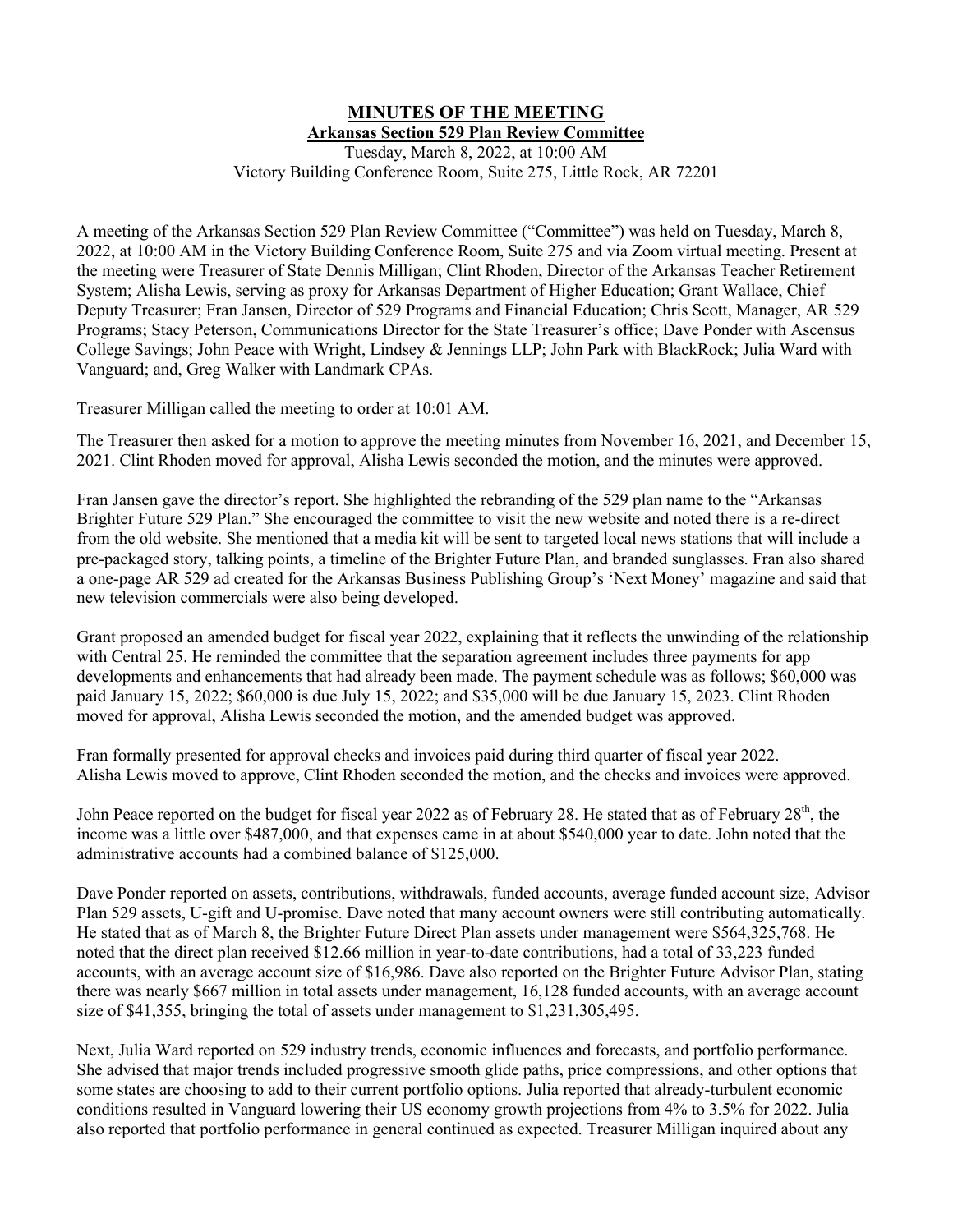# MINUTES OF THE MEETING

## Arkansas Section 529 Plan Review Committee

Tuesday, March 8, 2022, at 10:00 AM
Victory Building Conference Room, Suite 275, Little Rock, AR 72201

A meeting of the Arkansas Section 529 Plan Review Committee ("Committee") was held on Tuesday, March 8, 2022, at 10:00 AM in the Victory Building Conference Room, Suite 275 and via Zoom virtual meeting. Present at the meeting were Treasurer of State Dennis Milligan; Clint Rhoden, Director of the Arkansas Teacher Retirement System; Alisha Lewis, serving as proxy for Arkansas Department of Higher Education; Grant Wallace, Chief Deputy Treasurer; Fran Jansen, Director of 529 Programs and Financial Education; Chris Scott, Manager, AR 529 Programs; Stacy Peterson, Communications Director for the State Treasurer's office; Dave Ponder with Ascensus College Savings; John Peace with Wright, Lindsey & Jennings LLP; John Park with BlackRock; Julia Ward with Vanguard; and, Greg Walker with Landmark CPAs.

Treasurer Milligan called the meeting to order at 10:01 AM.

The Treasurer then asked for a motion to approve the meeting minutes from November 16, 2021, and December 15, 2021. Clint Rhoden moved for approval, Alisha Lewis seconded the motion, and the minutes were approved.

Fran Jansen gave the director's report. She highlighted the rebranding of the 529 plan name to the "Arkansas Brighter Future 529 Plan." She encouraged the committee to visit the new website and noted there is a re-direct from the old website. She mentioned that a media kit will be sent to targeted local news stations that will include a pre-packaged story, talking points, a timeline of the Brighter Future Plan, and branded sunglasses. Fran also shared a one-page AR 529 ad created for the Arkansas Business Publishing Group's 'Next Money' magazine and said that new television commercials were also being developed.

Grant proposed an amended budget for fiscal year 2022, explaining that it reflects the unwinding of the relationship with Central 25. He reminded the committee that the separation agreement includes three payments for app developments and enhancements that had already been made. The payment schedule was as follows; $60,000 was paid January 15, 2022; $60,000 is due July 15, 2022; and $35,000 will be due January 15, 2023. Clint Rhoden moved for approval, Alisha Lewis seconded the motion, and the amended budget was approved.

Fran formally presented for approval checks and invoices paid during third quarter of fiscal year 2022. Alisha Lewis moved to approve, Clint Rhoden seconded the motion, and the checks and invoices were approved.

John Peace reported on the budget for fiscal year 2022 as of February 28. He stated that as of February 28th, the income was a little over $487,000, and that expenses came in at about $540,000 year to date. John noted that the administrative accounts had a combined balance of $125,000.

Dave Ponder reported on assets, contributions, withdrawals, funded accounts, average funded account size, Advisor Plan 529 assets, U-gift and U-promise. Dave noted that many account owners were still contributing automatically. He stated that as of March 8, the Brighter Future Direct Plan assets under management were $564,325,768. He noted that the direct plan received $12.66 million in year-to-date contributions, had a total of 33,223 funded accounts, with an average account size of $16,986. Dave also reported on the Brighter Future Advisor Plan, stating there was nearly $667 million in total assets under management, 16,128 funded accounts, with an average account size of $41,355, bringing the total of assets under management to $1,231,305,495.

Next, Julia Ward reported on 529 industry trends, economic influences and forecasts, and portfolio performance. She advised that major trends included progressive smooth glide paths, price compressions, and other options that some states are choosing to add to their current portfolio options. Julia reported that already-turbulent economic conditions resulted in Vanguard lowering their US economy growth projections from 4% to 3.5% for 2022. Julia also reported that portfolio performance in general continued as expected. Treasurer Milligan inquired about any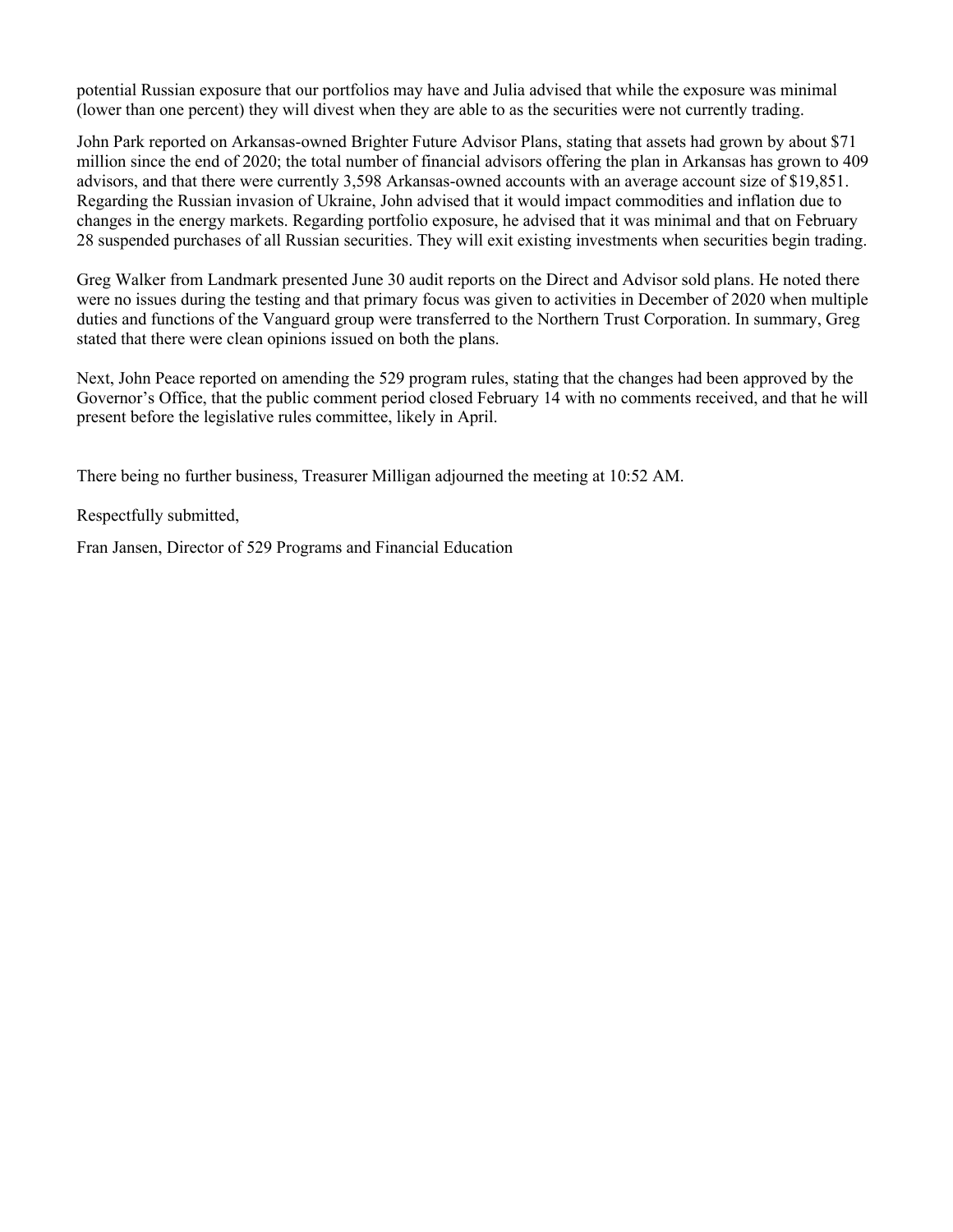potential Russian exposure that our portfolios may have and Julia advised that while the exposure was minimal (lower than one percent) they will divest when they are able to as the securities were not currently trading.

John Park reported on Arkansas-owned Brighter Future Advisor Plans, stating that assets had grown by about $71 million since the end of 2020; the total number of financial advisors offering the plan in Arkansas has grown to 409 advisors, and that there were currently 3,598 Arkansas-owned accounts with an average account size of $19,851. Regarding the Russian invasion of Ukraine, John advised that it would impact commodities and inflation due to changes in the energy markets. Regarding portfolio exposure, he advised that it was minimal and that on February 28 suspended purchases of all Russian securities. They will exit existing investments when securities begin trading.

Greg Walker from Landmark presented June 30 audit reports on the Direct and Advisor sold plans. He noted there were no issues during the testing and that primary focus was given to activities in December of 2020 when multiple duties and functions of the Vanguard group were transferred to the Northern Trust Corporation. In summary, Greg stated that there were clean opinions issued on both the plans.

Next, John Peace reported on amending the 529 program rules, stating that the changes had been approved by the Governor's Office, that the public comment period closed February 14 with no comments received, and that he will present before the legislative rules committee, likely in April.

There being no further business, Treasurer Milligan adjourned the meeting at 10:52 AM.

Respectfully submitted,

Fran Jansen, Director of 529 Programs and Financial Education